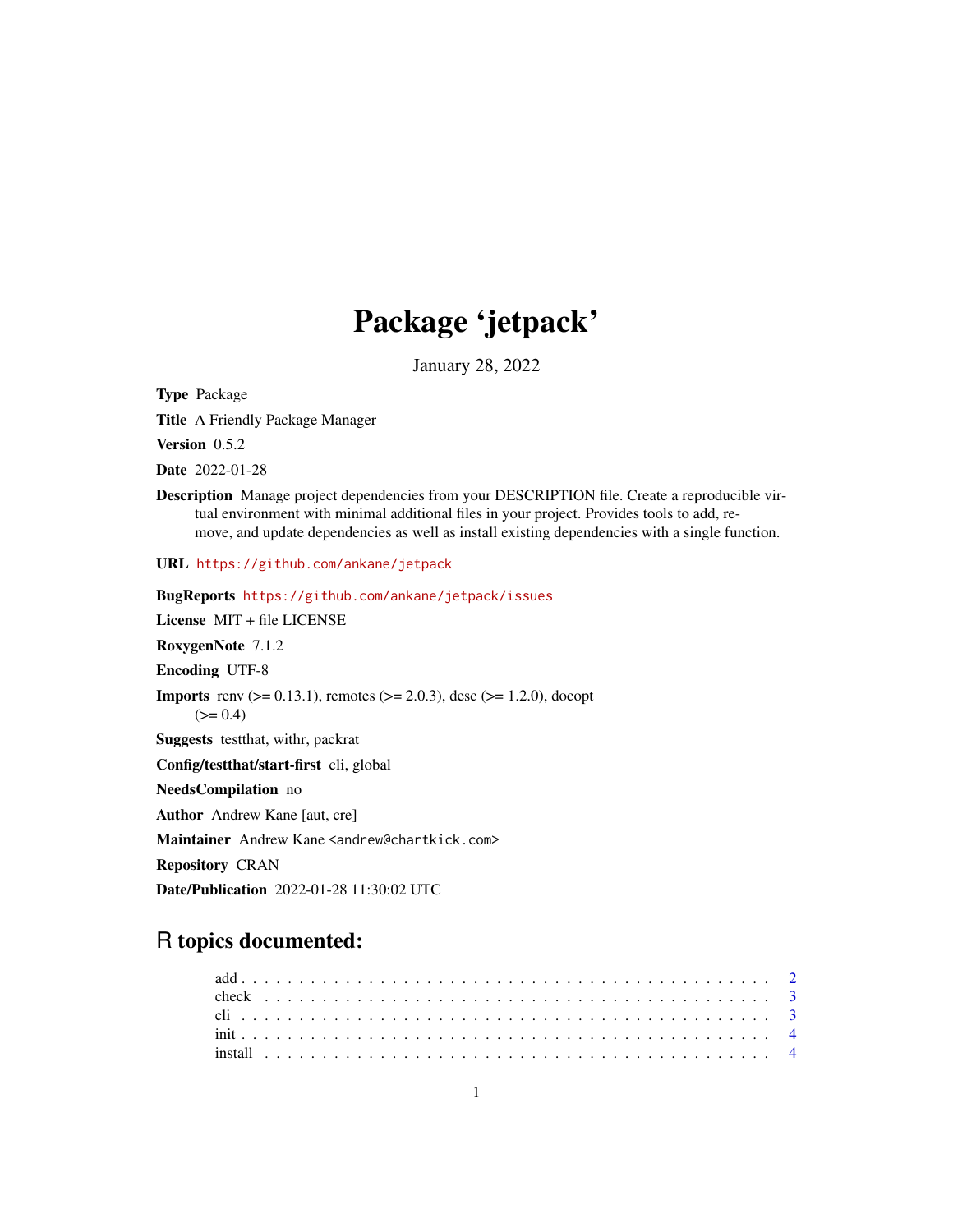# Package 'jetpack'

January 28, 2022

**Type** Package

**Title** A Friendly Package Manager

**Version** 0.5.2

**Date** 2022-01-28

**Description** Manage project dependencies from your DESCRIPTION file. Create a reproducible virtual environment with minimal additional files in your project. Provides tools to add, remove, and update dependencies as well as install existing dependencies with a single function.

**URL** https://github.com/ankane/jetpack

**BugReports** https://github.com/ankane/jetpack/issues

**License** MIT + file LICENSE

**RoxygenNote** 7.1.2

**Encoding** UTF-8

**Imports** renv (>= 0.13.1), remotes (>= 2.0.3), desc (>= 1.2.0), docopt (>= 0.4)

**Suggests** testthat, withr, packrat

**Config/testthat/start-first** cli, global

**NeedsCompilation** no

**Author** Andrew Kane [aut, cre]

**Maintainer** Andrew Kane <andrew@chartkick.com>

**Repository** CRAN

**Date/Publication** 2022-01-28 11:30:02 UTC

## R topics documented:

add . . . . . . . . . . . . . . . . . . . . . . . . . . . . . . . . . . . . . . . . . . 2
check . . . . . . . . . . . . . . . . . . . . . . . . . . . . . . . . . . . . . . . . . 3
cli . . . . . . . . . . . . . . . . . . . . . . . . . . . . . . . . . . . . . . . . . . 3
init . . . . . . . . . . . . . . . . . . . . . . . . . . . . . . . . . . . . . . . . . . 4
install . . . . . . . . . . . . . . . . . . . . . . . . . . . . . . . . . . . . . . . . 4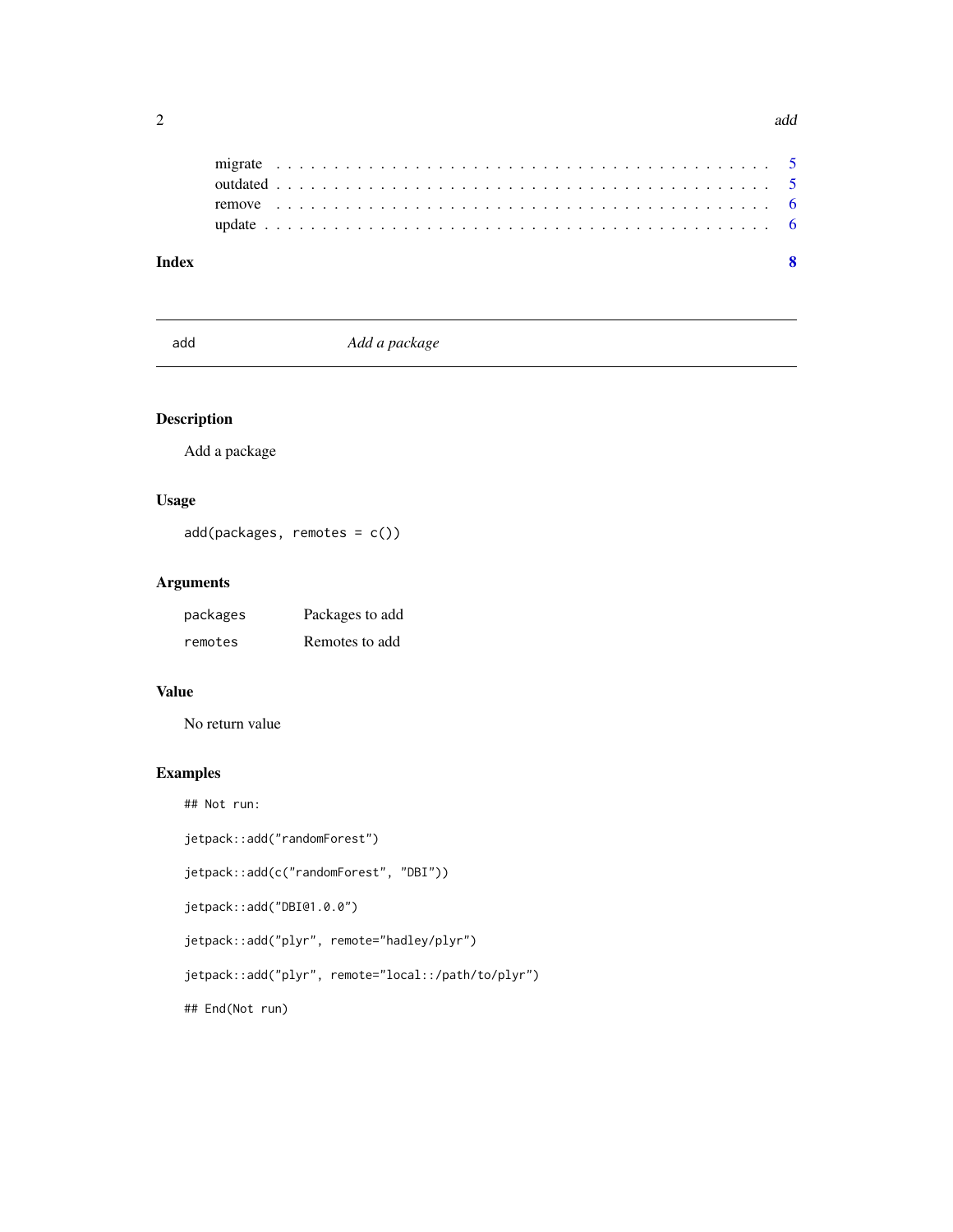| | |
|---|---|
| migrate | 5 |
| outdated | 5 |
| remove | 6 |
| update | 6 |

**Index** **8**

---

## add — *Add a package*

### Description

Add a package

### Usage

```
add(packages, remotes = c())
```

### Arguments

| | |
|---|---|
| `packages` | Packages to add |
| `remotes` | Remotes to add |

### Value

No return value

### Examples

```
## Not run:

jetpack::add("randomForest")

jetpack::add(c("randomForest", "DBI"))

jetpack::add("DBI@1.0.0")

jetpack::add("plyr", remote="hadley/plyr")

jetpack::add("plyr", remote="local::/path/to/plyr")

## End(Not run)
```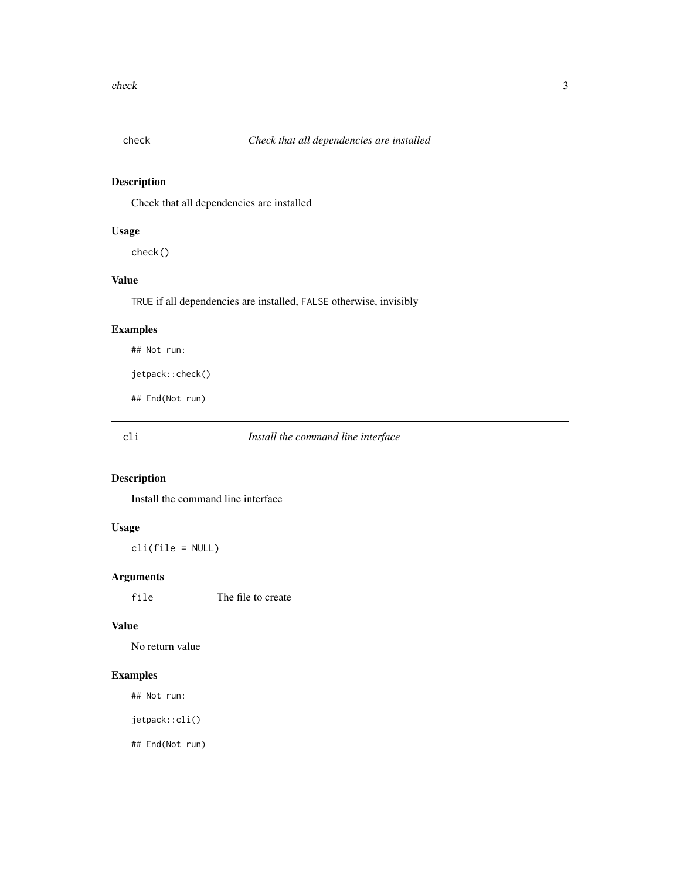## check — *Check that all dependencies are installed*

### Description

Check that all dependencies are installed

### Usage

```
check()
```

### Value

`TRUE` if all dependencies are installed, `FALSE` otherwise, invisibly

### Examples

```
## Not run:

jetpack::check()

## End(Not run)
```

## cli — *Install the command line interface*

### Description

Install the command line interface

### Usage

```
cli(file = NULL)
```

### Arguments

| | |
|---|---|
| `file` | The file to create |

### Value

No return value

### Examples

```
## Not run:

jetpack::cli()

## End(Not run)
```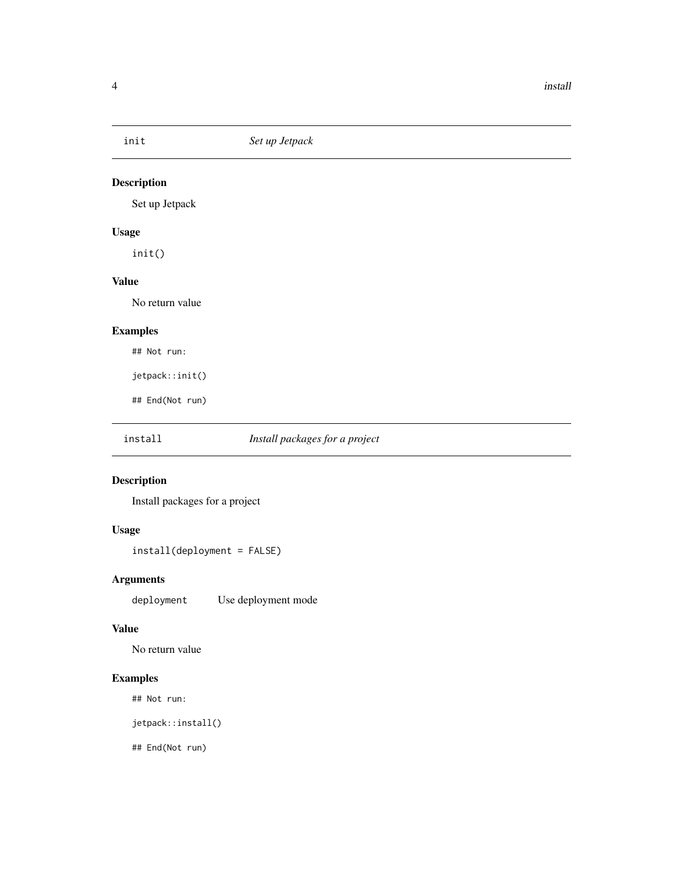## init — *Set up Jetpack*

### Description

Set up Jetpack

### Usage

```
init()
```

### Value

No return value

### Examples

```
## Not run:

jetpack::init()

## End(Not run)
```

## install — *Install packages for a project*

### Description

Install packages for a project

### Usage

```
install(deployment = FALSE)
```

### Arguments

| | |
|---|---|
| `deployment` | Use deployment mode |

### Value

No return value

### Examples

```
## Not run:

jetpack::install()

## End(Not run)
```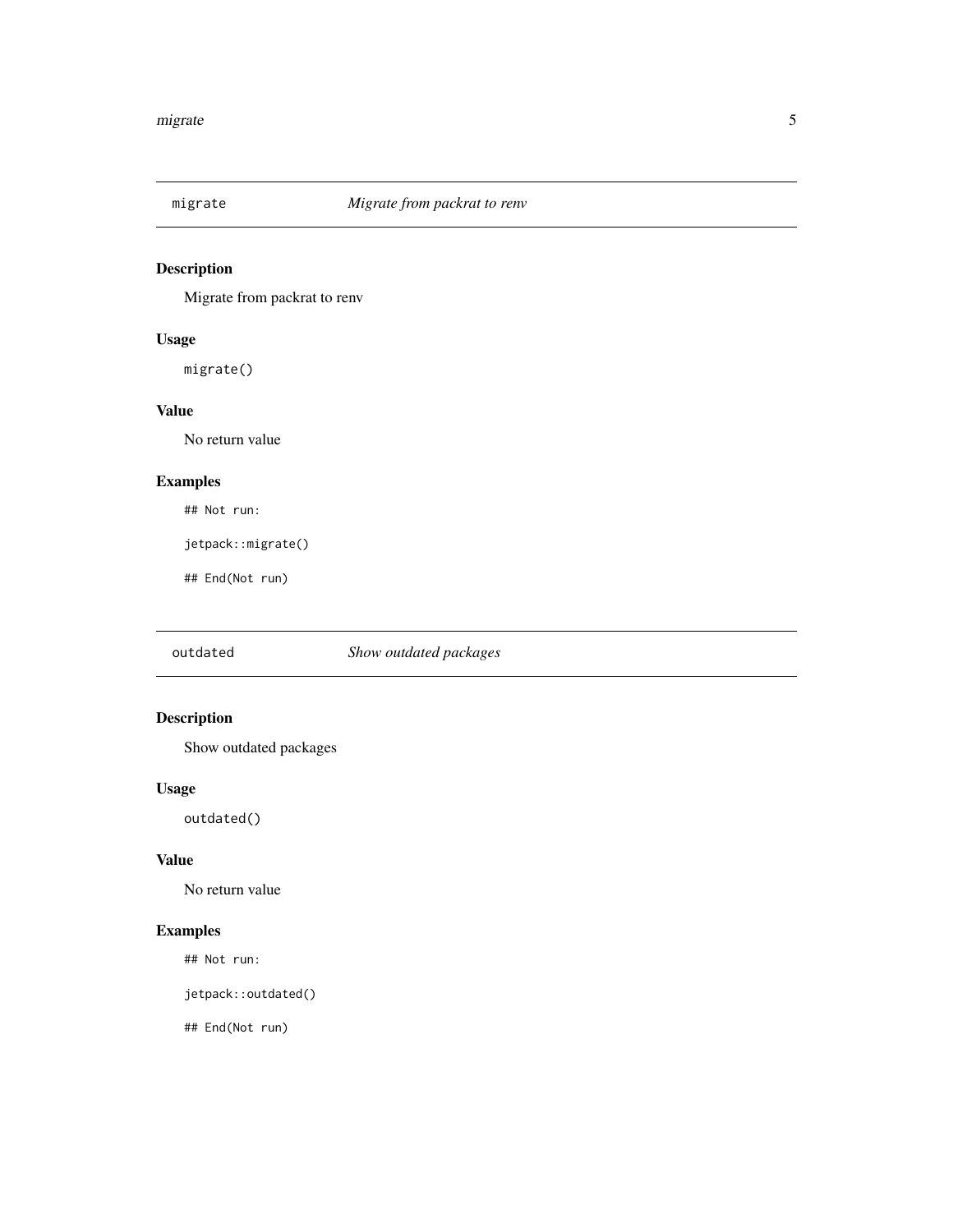## migrate — *Migrate from packrat to renv*

### Description

Migrate from packrat to renv

### Usage

```
migrate()
```

### Value

No return value

### Examples

```
## Not run:

jetpack::migrate()

## End(Not run)
```

## outdated — *Show outdated packages*

### Description

Show outdated packages

### Usage

```
outdated()
```

### Value

No return value

### Examples

```
## Not run:

jetpack::outdated()

## End(Not run)
```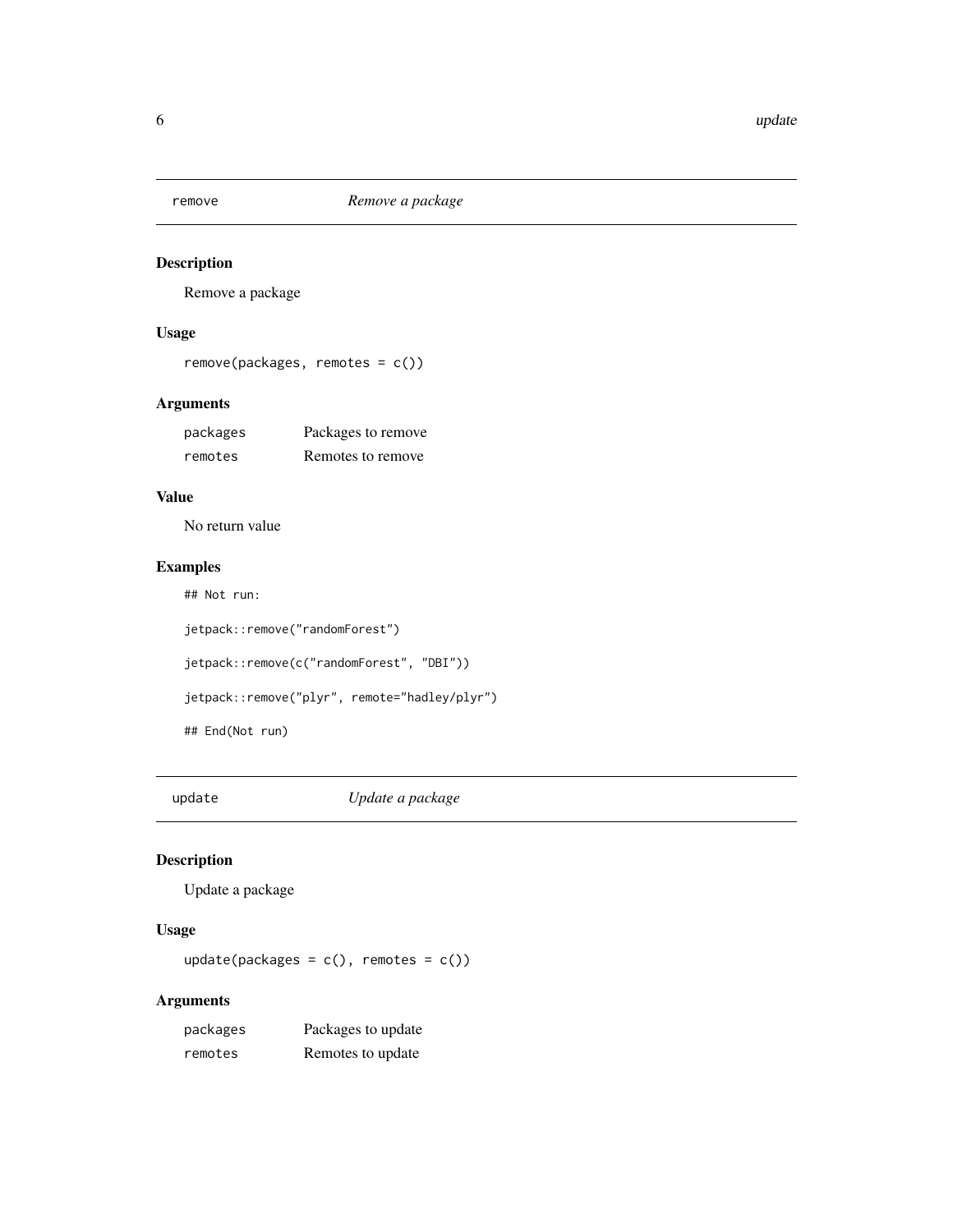## remove *Remove a package*

### Description

Remove a package

### Usage

```
remove(packages, remotes = c())
```

### Arguments

| | |
|---|---|
| packages | Packages to remove |
| remotes | Remotes to remove |

### Value

No return value

### Examples

```
## Not run:

jetpack::remove("randomForest")

jetpack::remove(c("randomForest", "DBI"))

jetpack::remove("plyr", remote="hadley/plyr")

## End(Not run)
```

## update *Update a package*

### Description

Update a package

### Usage

```
update(packages = c(), remotes = c())
```

### Arguments

| | |
|---|---|
| packages | Packages to update |
| remotes | Remotes to update |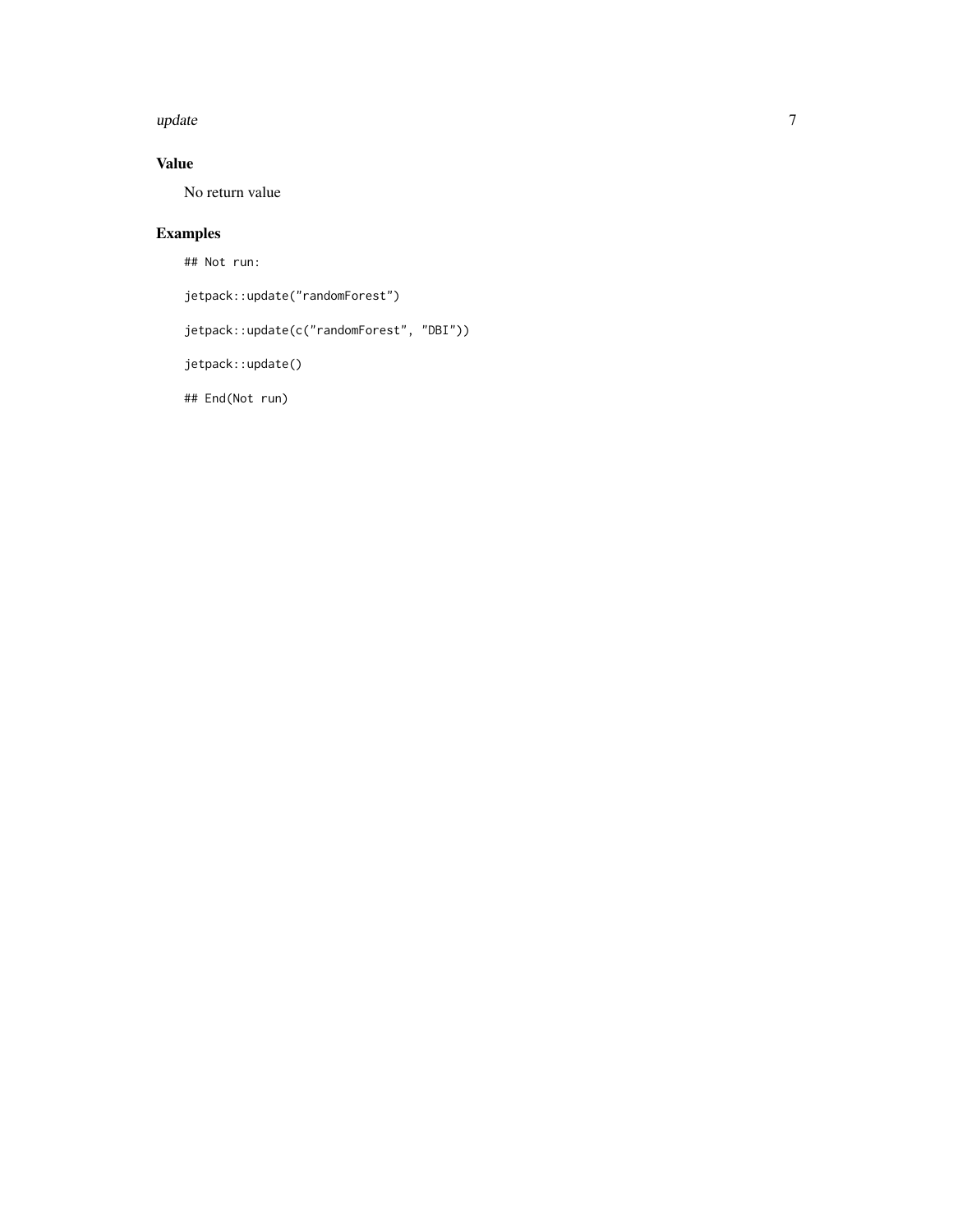## Value

No return value

## Examples

```
## Not run:

jetpack::update("randomForest")

jetpack::update(c("randomForest", "DBI"))

jetpack::update()

## End(Not run)
```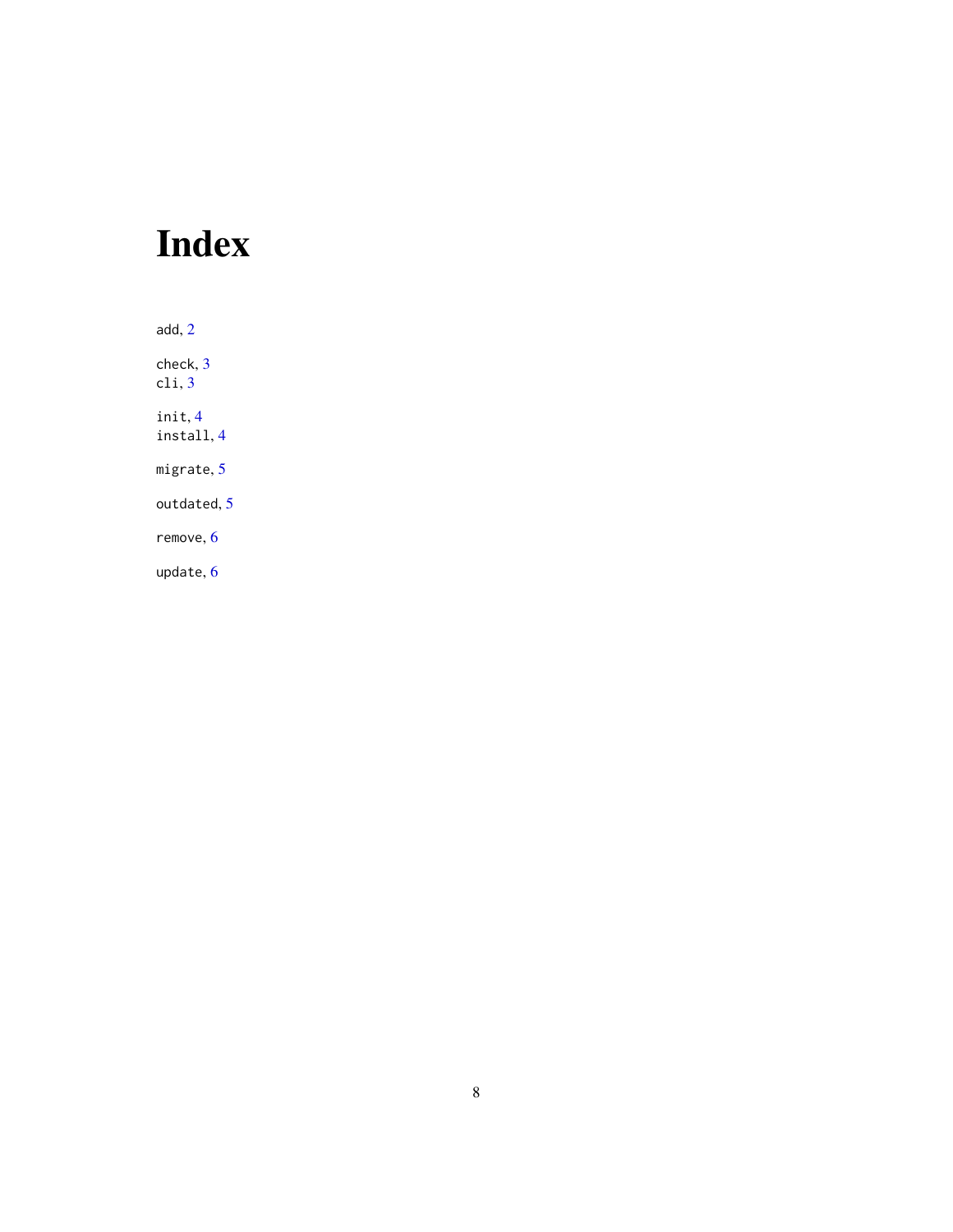# Index

`add`, 2

`check`, 3
`cli`, 3

`init`, 4
`install`, 4

`migrate`, 5

`outdated`, 5

`remove`, 6

`update`, 6